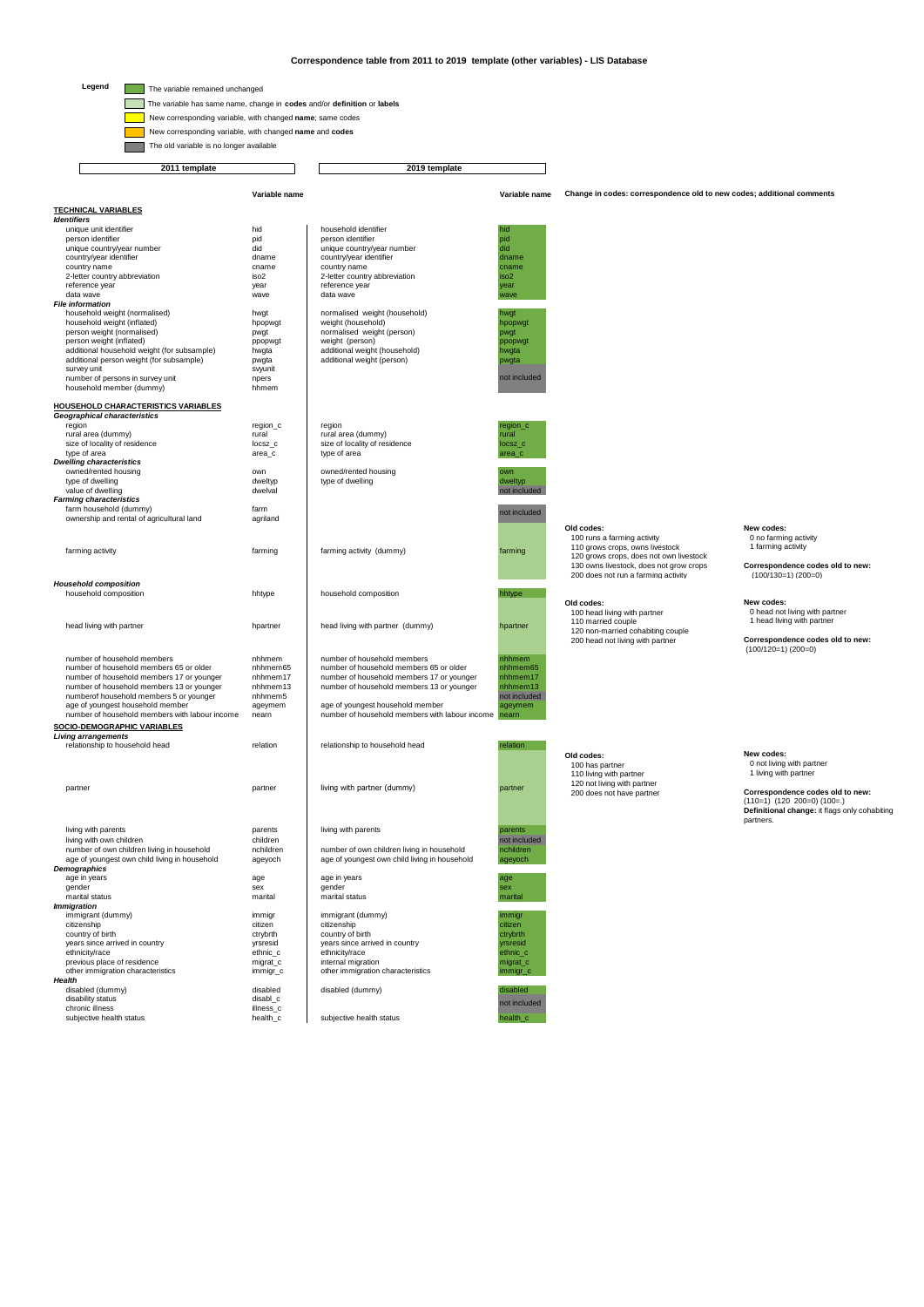# Correspondence table from 2011 to 2019 template (other variables) - LIS Database

**Legend**

- (dark green) The variable remained unchanged
- (light green) The variable has same name, change in **codes** and/or **definition** or **labels**
- (yellow) New corresponding variable, with changed **name**; same codes
- (orange) New corresponding variable, with changed **name** and **codes**
- (grey) The old variable is no longer available

| 2011 template | Variable name | 2019 template | Variable name | Change in codes: correspondence old to new codes; additional comments | |
|---|---|---|---|---|---|
| **TECHNICAL VARIABLES** | | | | | |
| ***Identifiers*** | | | | | |
| unique unit identifier | hid | household identifier | hid | | |
| person identifier | pid | person identifier | pid | | |
| unique country/year number | did | unique country/year number | did | | |
| country/year identifier | dname | country/year identifier | dname | | |
| country name | cname | country name | cname | | |
| 2-letter country abbreviation | iso2 | 2-letter country abbreviation | iso2 | | |
| reference year | year | reference year | year | | |
| data wave | wave | data wave | wave | | |
| ***File information*** | | | | | |
| household weight (normalised) | hwgt | normalised weight (household) | hwgt | | |
| household weight (inflated) | hpopwgt | weight (household) | hpopwgt | | |
| person weight (normalised) | pwgt | normalised weight (person) | pwgt | | |
| person weight (inflated) | ppopwgt | weight (person) | ppopwgt | | |
| additional household weight (for subsample) | hwgta | additional weight (household) | hwgta | | |
| additional person weight (for subsample) | pwgta | additional weight (person) | pwgta | | |
| survey unit | svyunit | | not included | | |
| number of persons in survey unit | npers | | not included | | |
| household member (dummy) | hhmem | | not included | | |
| **HOUSEHOLD CHARACTERISTICS VARIABLES** | | | | | |
| ***Geographical characteristics*** | | | | | |
| region | region_c | region | region_c | | |
| rural area (dummy) | rural | rural area (dummy) | rural | | |
| size of locality of residence | locsz_c | size of locality of residence | locsz_c | | |
| type of area | area_c | type of area | area_c | | |
| ***Dwelling characteristics*** | | | | | |
| owned/rented housing | own | owned/rented housing | own | | |
| type of dwelling | dweltyp | type of dwelling | dweltyp | | |
| value of dwelling | dwelval | | not included | | |
| ***Farming characteristics*** | | | | | |
| farm household (dummy) | farm | | not included | | |
| ownership and rental of agricultural land | agriland | | not included | | |
| farming activity | farming | farming activity (dummy) | farming | **Old codes:** 100 runs a farming activity; 110 grows crops, owns livestock; 120 grows crops, does not own livestock; 130 owns livestock, does not grow crops; 200 does not run a farming activity | **New codes:** 0 no farming activity; 1 farming activity. **Correspondence codes old to new:** (100/130=1) (200=0) |
| ***Household composition*** | | | | | |
| household composition | hhtype | household composition | hhtype | | |
| head living with partner | hpartner | head living with partner (dummy) | hpartner | **Old codes:** 100 head living with partner; 110 married couple; 120 non-married cohabiting couple; 200 head not living with partner | **New codes:** 0 head not living with partner; 1 head living with partner. **Correspondence codes old to new:** (100/120=1) (200=0) |
| number of household members | nhhmem | number of household members | nhhmem | | |
| number of household members 65 or older | nhhmem65 | number of household members 65 or older | nhhmem65 | | |
| number of household members 17 or younger | nhhmem17 | number of household members 17 or younger | nhhmem17 | | |
| number of household members 13 or younger | nhhmem13 | number of household members 13 or younger | nhhmem13 | | |
| numberof household members 5 or younger | nhhmem5 | | not included | | |
| age of youngest household member | ageymem | age of youngest household member | ageymem | | |
| number of household members with labour income | nearn | number of household members with labour income | nearn | | |
| **SOCIO-DEMOGRAPHIC VARIABLES** | | | | | |
| ***Living arrangements*** | | | | | |
| relationship to household head | relation | relationship to household head | relation | | |
| partner | partner | living with partner (dummy) | partner | **Old codes:** 100 has partner; 110 living with partner; 120 not living with partner; 200 does not have partner | **New codes:** 0 not living with partner; 1 living with partner. **Correspondence codes old to new:** (110=1) (120 200=0) (100=.) **Definitional change:** it flags only cohabiting partners. |
| living with parents | parents | living with parents | parents | | |
| living with own children | children | | not included | | |
| number of own children living in household | nchildren | number of own children living in household | nchildren | | |
| age of youngest own child living in household | ageyoch | age of youngest own child living in household | ageyoch | | |
| ***Demographics*** | | | | | |
| age in years | age | age in years | age | | |
| gender | sex | gender | sex | | |
| marital status | marital | marital status | marital | | |
| ***Immigration*** | | | | | |
| immigrant (dummy) | immigr | immigrant (dummy) | immigr | | |
| citizenship | citizen | citizenship | citizen | | |
| country of birth | ctrybrth | country of birth | ctrybrth | | |
| years since arrived in country | yrsresid | years since arrived in country | yrsresid | | |
| ethnicity/race | ethnic_c | ethnicity/race | ethnic_c | | |
| previous place of residence | migrat_c | internal migration | migrat_c | | |
| other immigration characteristics | immigr_c | other immigration characteristics | immigr_c | | |
| ***Health*** | | | | | |
| disabled (dummy) | disabled | disabled (dummy) | disabled | | |
| disability status | disabl_c | | not included | | |
| chronic illness | illness_c | | not included | | |
| subjective health status | health_c | subjective health status | health_c | | |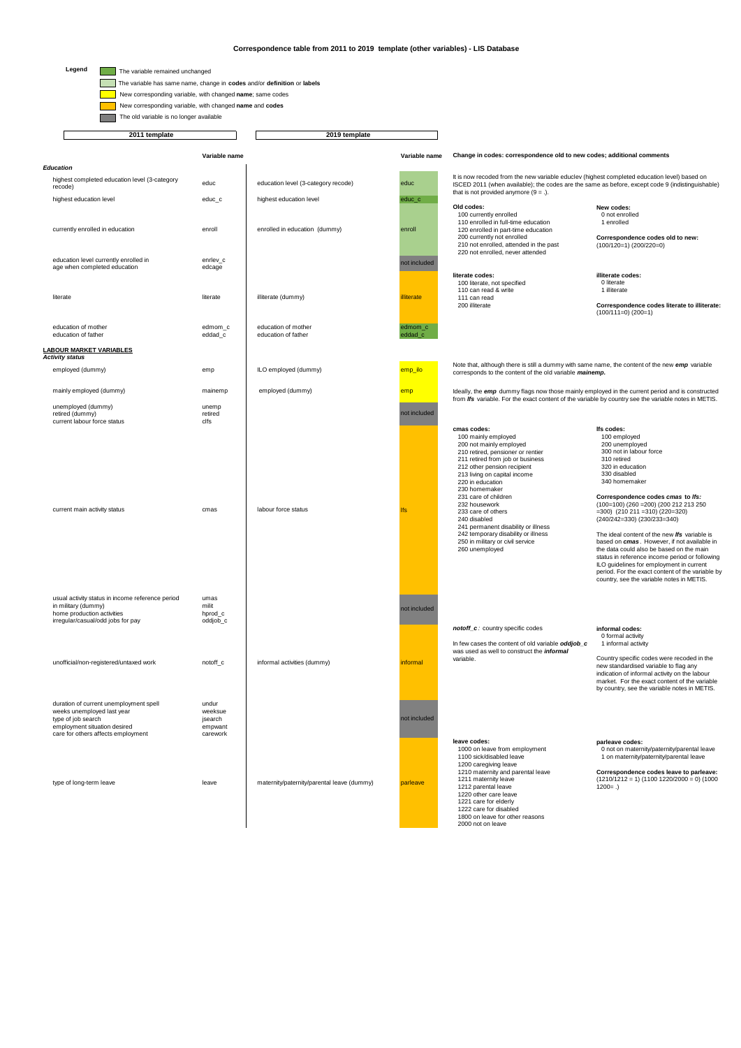# Correspondence table from 2011 to 2019 template (other variables) - LIS Database

**Legend**

- (dark green) The variable remained unchanged
- (light green) The variable has same name, change in **codes** and/or **definition** or **labels**
- (yellow) New corresponding variable, with changed **name**; same codes
- (orange) New corresponding variable, with changed **name** and **codes**
- (grey) The old variable is no longer available

| 2011 template | Variable name | 2019 template | Variable name | Change in codes: correspondence old to new codes; additional comments | |
|---|---|---|---|---|---|
| ***Education*** | | | | | |
| highest completed education level (3-category recode) | educ | education level (3-category recode) | educ | It is now recoded from the new variable educlev (highest completed education level) based on ISCED 2011 (when available); the codes are the same as before, except code 9 (indistinguishable) that is not provided anymore (9 = .). | |
| highest education level | educ_c | highest education level | educ_c | | |
| currently enrolled in education | enroll | enrolled in education (dummy) | enroll | **Old codes:**<br>100 currently enrolled<br>110 enrolled in full-time education<br>120 enrolled in part-time education<br>200 currently not enrolled<br>210 not enrolled, attended in the past<br>220 not enrolled, never attended | **New codes:**<br>0 not enrolled<br>1 enrolled<br><br>**Correspondence codes old to new:**<br>(100/120=1) (200/220=0) |
| education level currently enrolled in | enrlev_c | | not included | | |
| age when completed education | edcage | | not included | | |
| literate | literate | illiterate (dummy) | illiterate | **literate codes:**<br>100 literate, not specified<br>110 can read & write<br>111 can read<br>200 illiterate | **illiterate codes:**<br>0 literate<br>1 illiterate<br><br>**Correspondence codes literate to illiterate:**<br>(100/111=0) (200=1) |
| education of mother | edmom_c | education of mother | edmom_c | | |
| education of father | eddad_c | education of father | eddad_c | | |
| **LABOUR MARKET VARIABLES** | | | | | |
| ***Activity status*** | | | | | |
| employed (dummy) | emp | ILO employed (dummy) | emp_ilo | Note that, although there is still a dummy with same name, the content of the new ***emp*** variable corresponds to the content of the old variable ***mainemp.*** | |
| mainly employed (dummy) | mainemp | employed (dummy) | emp | Ideally, the ***emp*** dummy flags now those mainly employed in the current period and is constructed from ***lfs*** variable. For the exact content of the variable by country see the variable notes in METIS. | |
| unemployed (dummy) | unemp | | not included | | |
| retired (dummy) | retired | | not included | | |
| current labour force status | clfs | | not included | | |
| current main activity status | cmas | labour force status | lfs | **cmas codes:**<br>100 mainly employed<br>200 not mainly employed<br>210 retired, pensioner or rentier<br>211 retired from job or business<br>212 other pension recipient<br>213 living on capital income<br>220 in education<br>230 homemaker<br>231 care of children<br>232 housework<br>233 care of others<br>240 disabled<br>241 permanent disability or illness<br>242 temporary disability or illness<br>250 in military or civil service<br>260 unemployed | **lfs codes:**<br>100 employed<br>200 unemployed<br>300 not in labour force<br>310 retired<br>320 in education<br>330 disabled<br>340 homemaker<br><br>**Correspondence codes *cmas* to *lfs:***<br>(100=100) (260 =200) (200 212 213 250 =300) (210 211 =310) (220=320) (240/242=330) (230/233=340)<br><br>The ideal content of the new ***lfs*** variable is based on ***cmas***. However, if not available in the data could also be based on the main status in reference income period or following ILO guidelines for employment in current period. For the exact content of the variable by country, see the variable notes in METIS. |
| usual activity status in income reference period | umas | | not included | | |
| in military (dummy) | milit | | not included | | |
| home production activities | hprod_c | | not included | | |
| irregular/casual/odd jobs for pay | oddjob_c | | not included | | |
| unofficial/non-registered/untaxed work | notoff_c | informal activities (dummy) | informal | ***notoff_c*** : country specific codes<br><br>In few cases the content of old variable ***oddjob_c*** was used as well to construct the ***informal*** variable. | **informal codes:**<br>0 formal activity<br>1 informal activity<br><br>Country specific codes were recoded in the new standardised variable to flag any indication of informal activity on the labour market. For the exact content of the variable by country, see the variable notes in METIS. |
| duration of current unemployment spell | undur | | not included | | |
| weeks unemployed last year | weeksue | | not included | | |
| type of job search | jsearch | | not included | | |
| employment situation desired | empwant | | not included | | |
| care for others affects employment | carework | | not included | | |
| type of long-term leave | leave | maternity/paternity/parental leave (dummy) | parleave | **leave codes:**<br>1000 on leave from employment<br>1100 sick/disabled leave<br>1200 caregiving leave<br>1210 maternity and parental leave<br>1211 maternity leave<br>1212 parental leave<br>1220 other care leave<br>1221 care for elderly<br>1222 care for disabled<br>1800 on leave for other reasons<br>2000 not on leave | **parleave codes:**<br>0 not on maternity/paternity/parental leave<br>1 on maternity/paternity/parental leave<br><br>**Correspondence codes leave to parleave:**<br>(1210/1212 = 1) (1100 1220/2000 = 0) (1000 1200= .) |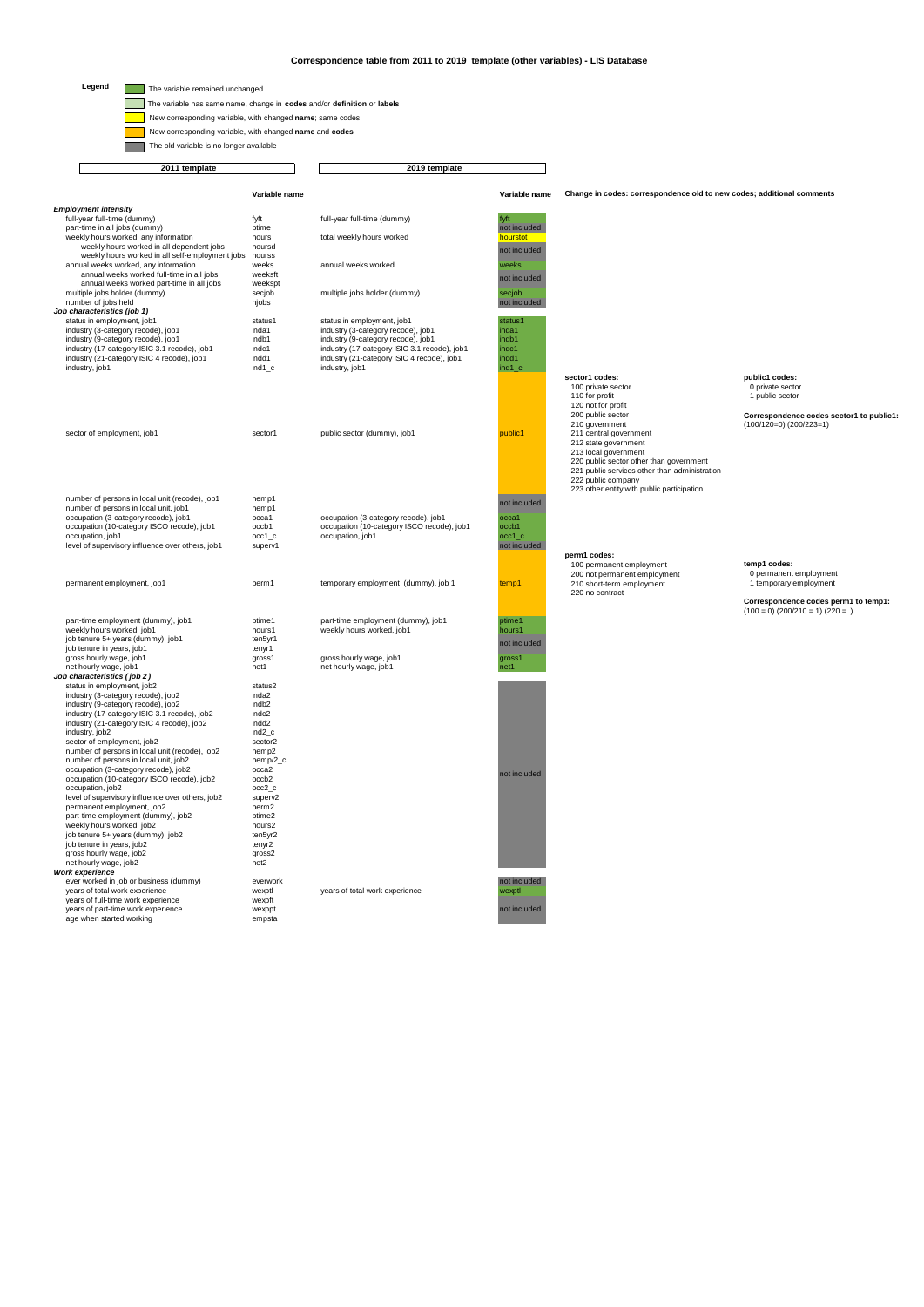# Correspondence table from 2011 to 2019 template (other variables) - LIS Database

**Legend**

- The variable remained unchanged
- The variable has same name, change in **codes** and/or **definition** or **labels**
- New corresponding variable, with changed **name**; same codes
- New corresponding variable, with changed **name** and **codes**
- The old variable is no longer available

| 2011 template | Variable name | 2019 template | Variable name | Change in codes: correspondence old to new codes; additional comments | |
|---|---|---|---|---|---|
| ***Employment intensity*** | | | | | |
| full-year full-time (dummy) | fyft | full-year full-time (dummy) | fyft | | |
| part-time in all jobs (dummy) | ptime | | not included | | |
| weekly hours worked, any information | hours | total weekly hours worked | hourstot | | |
| weekly hours worked in all dependent jobs | hoursd | | not included | | |
| weekly hours worked in all self-employment jobs | hourss | | | | |
| annual weeks worked, any information | weeks | annual weeks worked | weeks | | |
| annual weeks worked full-time in all jobs | weeksft | | not included | | |
| annual weeks worked part-time in all jobs | weekspt | | | | |
| multiple jobs holder (dummy) | secjob | multiple jobs holder (dummy) | secjob | | |
| number of jobs held | njobs | | not included | | |
| ***Job characteristics (job 1)*** | | | | | |
| status in employment, job1 | status1 | status in employment, job1 | status1 | | |
| industry (3-category recode), job1 | inda1 | industry (3-category recode), job1 | inda1 | | |
| industry (9-category recode), job1 | indb1 | industry (9-category recode), job1 | indb1 | | |
| industry (17-category ISIC 3.1 recode), job1 | indc1 | industry (17-category ISIC 3.1 recode), job1 | indc1 | | |
| industry (21-category ISIC 4 recode), job1 | indd1 | industry (21-category ISIC 4 recode), job1 | indd1 | | |
| industry, job1 | ind1_c | industry, job1 | ind1_c | | |
| sector of employment, job1 | sector1 | public sector (dummy), job1 | public1 | **sector1 codes:** 100 private sector; 110 for profit; 120 not for profit; 200 public sector; 210 government; 211 central government; 212 state government; 213 local government; 220 public sector other than government; 221 public services other than administration; 222 public company; 223 other entity with public participation | **public1 codes:** 0 private sector; 1 public sector. **Correspondence codes sector1 to public1:** (100/120=0) (200/223=1) |
| number of persons in local unit (recode), job1 | nemp1 | | not included | | |
| number of persons in local unit, job1 | nemp1 | | | | |
| occupation (3-category recode), job1 | occa1 | occupation (3-category recode), job1 | occa1 | | |
| occupation (10-category ISCO recode), job1 | occb1 | occupation (10-category ISCO recode), job1 | occb1 | | |
| occupation, job1 | occ1_c | occupation, job1 | occ1_c | | |
| level of supervisory influence over others, job1 | superv1 | | not included | | |
| permanent employment, job1 | perm1 | temporary employment (dummy), job 1 | temp1 | **perm1 codes:** 100 permanent employment; 200 not permanent employment; 210 short-term employment; 220 no contract | **temp1 codes:** 0 permanent employment; 1 temporary employment. **Correspondence codes perm1 to temp1:** (100 = 0) (200/210 = 1) (220 = .) |
| part-time employment (dummy), job1 | ptime1 | part-time employment (dummy), job1 | ptime1 | | |
| weekly hours worked, job1 | hours1 | weekly hours worked, job1 | hours1 | | |
| job tenure 5+ years (dummy), job1 | ten5yr1 | | not included | | |
| job tenure in years, job1 | tenyr1 | | | | |
| gross hourly wage, job1 | gross1 | gross hourly wage, job1 | gross1 | | |
| net hourly wage, job1 | net1 | net hourly wage, job1 | net1 | | |
| ***Job characteristics ( job 2 )*** | | | | | |
| status in employment, job2 | status2 | | not included | | |
| industry (3-category recode), job2 | inda2 | | | | |
| industry (9-category recode), job2 | indb2 | | | | |
| industry (17-category ISIC 3.1 recode), job2 | indc2 | | | | |
| industry (21-category ISIC 4 recode), job2 | indd2 | | | | |
| industry, job2 | ind2_c | | | | |
| sector of employment, job2 | sector2 | | | | |
| number of persons in local unit (recode), job2 | nemp2 | | | | |
| number of persons in local unit, job2 | nemp/2_c | | | | |
| occupation (3-category recode), job2 | occa2 | | | | |
| occupation (10-category ISCO recode), job2 | occb2 | | | | |
| occupation, job2 | occ2_c | | | | |
| level of supervisory influence over others, job2 | superv2 | | | | |
| permanent employment, job2 | perm2 | | | | |
| part-time employment (dummy), job2 | ptime2 | | | | |
| weekly hours worked, job2 | hours2 | | | | |
| job tenure 5+ years (dummy), job2 | ten5yr2 | | | | |
| job tenure in years, job2 | tenyr2 | | | | |
| gross hourly wage, job2 | gross2 | | | | |
| net hourly wage, job2 | net2 | | | | |
| ***Work experience*** | | | | | |
| ever worked in job or business (dummy) | everwork | | not included | | |
| years of total work experience | wexptl | years of total work experience | wexptl | | |
| years of full-time work experience | wexpft | | not included | | |
| years of part-time work experience | wexppt | | | | |
| age when started working | empsta | | | | |